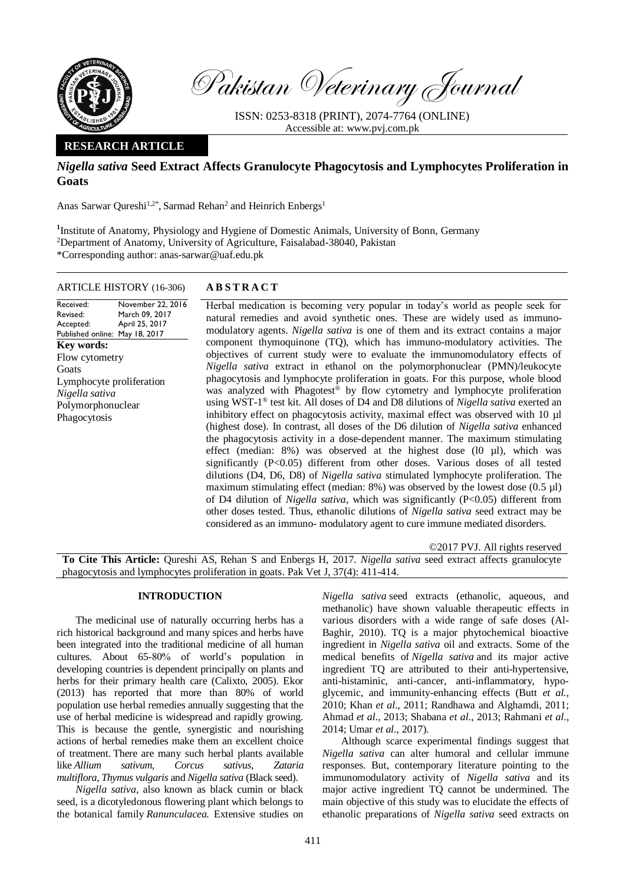*Pakistan Veterinary Journal*

ISSN: 0253-8318 (PRINT), 2074-7764 (ONLINE)
Accessible at: www.pvj.com.pk

**RESEARCH ARTICLE**

# *Nigella sativa* Seed Extract Affects Granulocyte Phagocytosis and Lymphocytes Proliferation in Goats

Anas Sarwar Qureshi[1,2*], Sarmad Rehan[2] and Heinrich Enbergs[1]

[1]Institute of Anatomy, Physiology and Hygiene of Domestic Animals, University of Bonn, Germany
[2]Department of Anatomy, University of Agriculture, Faisalabad-38040, Pakistan
*Corresponding author: anas-sarwar@uaf.edu.pk

ARTICLE HISTORY (16-306)

| | |
|---|---|
| Received: | November 22, 2016 |
| Revised: | March 09, 2017 |
| Accepted: | April 25, 2017 |
| Published online: | May 18, 2017 |

**Key words:**
Flow cytometry
Goats
Lymphocyte proliferation
*Nigella sativa*
Polymorphonuclear
Phagocytosis

## ABSTRACT

Herbal medication is becoming very popular in today's world as people seek for natural remedies and avoid synthetic ones. These are widely used as immuno-modulatory agents. *Nigella sativa* is one of them and its extract contains a major component thymoquinone (TQ), which has immuno-modulatory activities. The objectives of current study were to evaluate the immunomodulatory effects of *Nigella sativa* extract in ethanol on the polymorphonuclear (PMN)/leukocyte phagocytosis and lymphocyte proliferation in goats. For this purpose, whole blood was analyzed with Phagotest® by flow cytometry and lymphocyte proliferation using WST-1® test kit. All doses of D4 and D8 dilutions of *Nigella sativa* exerted an inhibitory effect on phagocytosis activity, maximal effect was observed with 10 µl (highest dose). In contrast, all doses of the D6 dilution of *Nigella sativa* enhanced the phagocytosis activity in a dose-dependent manner. The maximum stimulating effect (median: 8%) was observed at the highest dose (l0 µl), which was significantly ($P<0.05$) different from other doses. Various doses of all tested dilutions (D4, D6, D8) of *Nigella sativa* stimulated lymphocyte proliferation. The maximum stimulating effect (median: 8%) was observed by the lowest dose (0.5 µl) of D4 dilution of *Nigella sativa*, which was significantly ($P<0.05$) different from other doses tested. Thus, ethanolic dilutions of *Nigella sativa* seed extract may be considered as an immuno- modulatory agent to cure immune mediated disorders.

©2017 PVJ. All rights reserved

**To Cite This Article:** Qureshi AS, Rehan S and Enbergs H, 2017. *Nigella sativa* seed extract affects granulocyte phagocytosis and lymphocytes proliferation in goats. Pak Vet J, 37(4): 411-414.

## INTRODUCTION

The medicinal use of naturally occurring herbs has a rich historical background and many spices and herbs have been integrated into the traditional medicine of all human cultures. About 65-80% of world's population in developing countries is dependent principally on plants and herbs for their primary health care (Calixto, 2005). Ekor (2013) has reported that more than 80% of world population use herbal remedies annually suggesting that the use of herbal medicine is widespread and rapidly growing. This is because the gentle, synergistic and nourishing actions of herbal remedies make them an excellent choice of treatment. There are many such herbal plants available like *Allium sativum, Corcus sativus, Zataria multiflora, Thymus vulgaris* and *Nigella sativa* (Black seed).

*Nigella sativa*, also known as black cumin or black seed, is a dicotyledonous flowering plant which belongs to the botanical family *Ranunculacea.* Extensive studies on *Nigella sativa* seed extracts (ethanolic, aqueous, and methanolic) have shown valuable therapeutic effects in various disorders with a wide range of safe doses (Al-Baghir, 2010). TQ is a major phytochemical bioactive ingredient in *Nigella sativa* oil and extracts. Some of the medical benefits of *Nigella sativa* and its major active ingredient TQ are attributed to their anti-hypertensive, anti-histaminic, anti-cancer, anti-inflammatory, hypo-glycemic, and immunity-enhancing effects (Butt *et al.*, 2010; Khan *et al*., 2011; Randhawa and Alghamdi, 2011; Ahmad *et al*., 2013; Shabana *et al*., 2013; Rahmani *et al*., 2014; Umar *et al*., 2017).

Although scarce experimental findings suggest that *Nigella sativa* can alter humoral and cellular immune responses. But, contemporary literature pointing to the immunomodulatory activity of *Nigella sativa* and its major active ingredient TQ cannot be undermined. The main objective of this study was to elucidate the effects of ethanolic preparations of *Nigella sativa* seed extracts on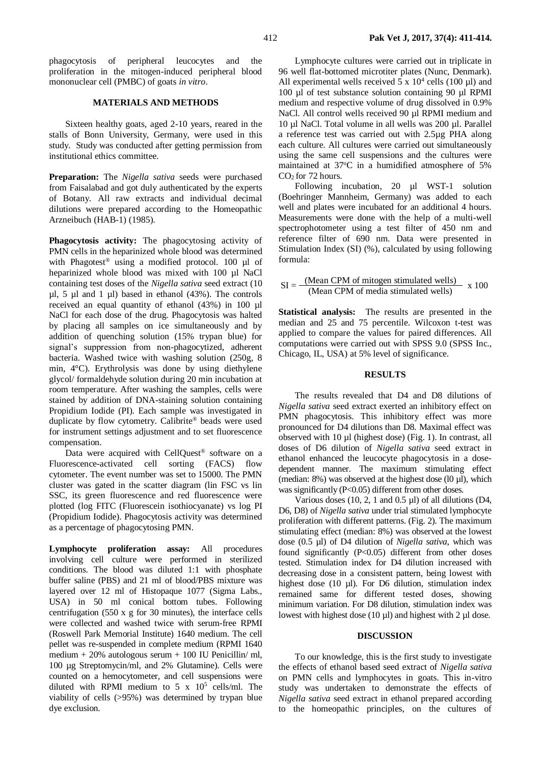phagocytosis of peripheral leucocytes and the proliferation in the mitogen-induced peripheral blood mononuclear cell (PMBC) of goats *in vitro*.

## MATERIALS AND METHODS

Sixteen healthy goats, aged 2-10 years, reared in the stalls of Bonn University, Germany, were used in this study. Study was conducted after getting permission from institutional ethics committee.

**Preparation:** The *Nigella sativa* seeds were purchased from Faisalabad and got duly authenticated by the experts of Botany. All raw extracts and individual decimal dilutions were prepared according to the Homeopathic Arzneibuch (HAB-1) (1985).

**Phagocytosis activity:** The phagocytosing activity of PMN cells in the heparinized whole blood was determined with Phagotest® using a modified protocol. 100 µl of heparinized whole blood was mixed with 100 µl NaCl containing test doses of the *Nigella sativa* seed extract (10 µl, 5 µl and 1 µl) based in ethanol (43%). The controls received an equal quantity of ethanol (43%) in 100 µl NaCl for each dose of the drug. Phagocytosis was halted by placing all samples on ice simultaneously and by addition of quenching solution (15% trypan blue) for signal's suppression from non-phagocytized, adherent bacteria. Washed twice with washing solution (250g, 8 min, 4°C). Erythrolysis was done by using diethylene glycol/ formaldehyde solution during 20 min incubation at room temperature. After washing the samples, cells were stained by addition of DNA-staining solution containing Propidium Iodide (PI). Each sample was investigated in duplicate by flow cytometry. Calibrite® beads were used for instrument settings adjustment and to set fluorescence compensation.

Data were acquired with CellQuest® software on a Fluorescence-activated cell sorting (FACS) flow cytometer. The event number was set to 15000. The PMN cluster was gated in the scatter diagram (lin FSC vs lin SSC, its green fluorescence and red fluorescence were plotted (log FITC (Fluorescein isothiocyanate) vs log PI (Propidium Iodide). Phagocytosis activity was determined as a percentage of phagocytosing PMN.

**Lymphocyte proliferation assay:** All procedures involving cell culture were performed in sterilized conditions. The blood was diluted 1:1 with phosphate buffer saline (PBS) and 21 ml of blood/PBS mixture was layered over 12 ml of Histopaque 1077 (Sigma Labs., USA) in 50 ml conical bottom tubes. Following centrifugation (550 x g for 30 minutes), the interface cells were collected and washed twice with serum-free RPMI (Roswell Park Memorial Institute) 1640 medium. The cell pellet was re-suspended in complete medium (RPMI 1640 medium + 20% autologous serum + 100 IU Penicillin/ ml, 100 µg Streptomycin/ml, and 2% Glutamine). Cells were counted on a hemocytometer, and cell suspensions were diluted with RPMI medium to $5 \times 10^5$ cells/ml. The viability of cells (>95%) was determined by trypan blue dye exclusion.

Lymphocyte cultures were carried out in triplicate in 96 well flat-bottomed microtiter plates (Nunc, Denmark). All experimental wells received $5 \times 10^4$ cells (100 µl) and 100 µl of test substance solution containing 90 µl RPMI medium and respective volume of drug dissolved in 0.9% NaCl. All control wells received 90 µl RPMI medium and 10 µl NaCl. Total volume in all wells was 200 µl. Parallel a reference test was carried out with 2.5µg PHA along each culture. All cultures were carried out simultaneously using the same cell suspensions and the cultures were maintained at 37°C in a humidified atmosphere of 5% $CO_2$ for 72 hours.

Following incubation, 20 µl WST-1 solution (Boehringer Mannheim, Germany) was added to each well and plates were incubated for an additional 4 hours. Measurements were done with the help of a multi-well spectrophotometer using a test filter of 450 nm and reference filter of 690 nm. Data were presented in Stimulation Index (SI) (%), calculated by using following formula:

$$SI = \frac{\text{(Mean CPM of mitogen stimulated wells)}}{\text{(Mean CPM of media stimulated wells)}} \times 100$$

**Statistical analysis:** The results are presented in the median and 25 and 75 percentile. Wilcoxon t-test was applied to compare the values for paired differences. All computations were carried out with SPSS 9.0 (SPSS Inc., Chicago, IL, USA) at 5% level of significance.

## RESULTS

The results revealed that D4 and D8 dilutions of *Nigella sativa* seed extract exerted an inhibitory effect on PMN phagocytosis. This inhibitory effect was more pronounced for D4 dilutions than D8. Maximal effect was observed with 10 µl (highest dose) (Fig. 1). In contrast, all doses of D6 dilution of *Nigella sativa* seed extract in ethanol enhanced the leucocyte phagocytosis in a dose-dependent manner. The maximum stimulating effect (median: 8%) was observed at the highest dose (l0 µl), which was significantly ($P<0.05$) different from other doses.

Various doses (10, 2, 1 and 0.5 µl) of all dilutions (D4, D6, D8) of *Nigella sativa* under trial stimulated lymphocyte proliferation with different patterns. (Fig. 2). The maximum stimulating effect (median: 8%) was observed at the lowest dose (0.5 µl) of D4 dilution of *Nigella sativa*, which was found significantly ($P<0.05$) different from other doses tested. Stimulation index for D4 dilution increased with decreasing dose in a consistent pattern, being lowest with highest dose (10 µl). For D6 dilution, stimulation index remained same for different tested doses, showing minimum variation. For D8 dilution, stimulation index was lowest with highest dose (10 µl) and highest with 2 µl dose.

## DISCUSSION

To our knowledge, this is the first study to investigate the effects of ethanol based seed extract of *Nigella sativa* on PMN cells and lymphocytes in goats. This in-vitro study was undertaken to demonstrate the effects of *Nigella sativa* seed extract in ethanol prepared according to the homeopathic principles, on the cultures of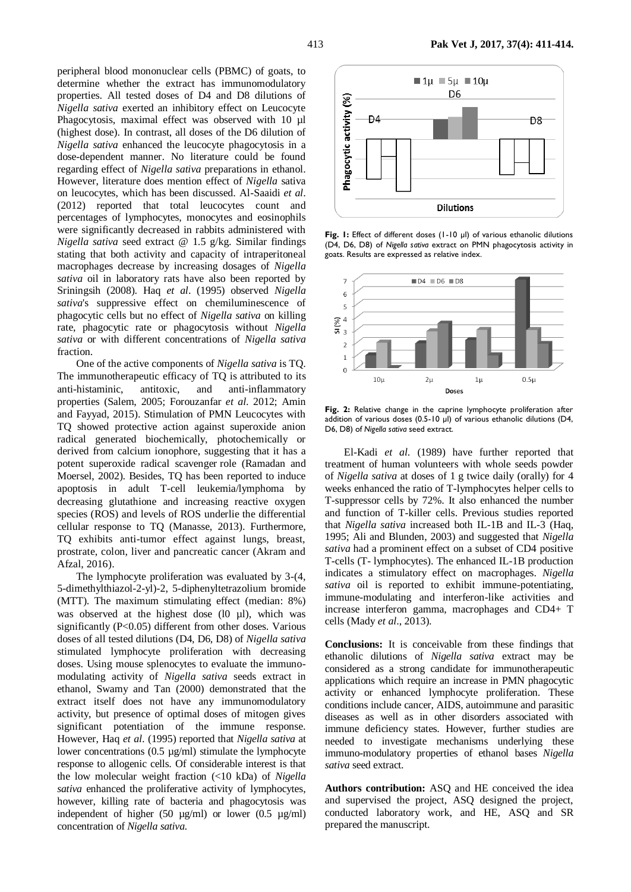peripheral blood mononuclear cells (PBMC) of goats, to determine whether the extract has immunomodulatory properties. All tested doses of D4 and D8 dilutions of *Nigella sativa* exerted an inhibitory effect on Leucocyte Phagocytosis, maximal effect was observed with 10 µl (highest dose). In contrast, all doses of the D6 dilution of *Nigella sativa* enhanced the leucocyte phagocytosis in a dose-dependent manner. No literature could be found regarding effect of *Nigella sativa* preparations in ethanol. However, literature does mention effect of *Nigella* sativa on leucocytes, which has been discussed. Al-Saaidi *et al*. (2012) reported that total leucocytes count and percentages of lymphocytes, monocytes and eosinophils were significantly decreased in rabbits administered with *Nigella sativa* seed extract @ 1.5 g/kg. Similar findings stating that both activity and capacity of intraperitoneal macrophages decrease by increasing dosages of *Nigella sativa* oil in laboratory rats have also been reported by Sriningsih (2008). Haq *et al*. (1995) observed *Nigella sativa*'s suppressive effect on chemiluminescence of phagocytic cells but no effect of *Nigella sativa* on killing rate, phagocytic rate or phagocytosis without *Nigella sativa* or with different concentrations of *Nigella sativa* fraction.

One of the active components of *Nigella sativa* is TQ. The immunotherapeutic efficacy of TQ is attributed to its anti-histaminic, antitoxic, and anti-inflammatory properties (Salem, 2005; Forouzanfar *et al*. 2012; Amin and Fayyad, 2015). Stimulation of PMN Leucocytes with TQ showed protective action against superoxide anion radical generated biochemically, photochemically or derived from calcium ionophore, suggesting that it has a potent superoxide radical scavenger role (Ramadan and Moersel, 2002). Besides, TQ has been reported to induce apoptosis in adult T-cell leukemia/lymphoma by decreasing glutathione and increasing reactive oxygen species (ROS) and levels of ROS underlie the differential cellular response to TQ (Manasse, 2013). Furthermore, TQ exhibits anti-tumor effect against lungs, breast, prostrate, colon, liver and pancreatic cancer (Akram and Afzal, 2016).

The lymphocyte proliferation was evaluated by 3-(4, 5-dimethylthiazol-2-yl)-2, 5-diphenyltetrazolium bromide (MTT). The maximum stimulating effect (median: 8%) was observed at the highest dose (l0 µl), which was significantly ($P<0.05$) different from other doses. Various doses of all tested dilutions (D4, D6, D8) of *Nigella sativa* stimulated lymphocyte proliferation with decreasing doses. Using mouse splenocytes to evaluate the immuno-modulating activity of *Nigella sativa* seeds extract in ethanol, Swamy and Tan (2000) demonstrated that the extract itself does not have any immunomodulatory activity, but presence of optimal doses of mitogen gives significant potentiation of the immune response. However, Haq *et al*. (1995) reported that *Nigella sativa* at lower concentrations (0.5 µg/ml) stimulate the lymphocyte response to allogenic cells. Of considerable interest is that the low molecular weight fraction (<10 kDa) of *Nigella sativa* enhanced the proliferative activity of lymphocytes, however, killing rate of bacteria and phagocytosis was independent of higher (50 µg/ml) or lower (0.5 µg/ml) concentration of *Nigella sativa*.

**Fig. 1:** Effect of different doses (1-10 µl) of various ethanolic dilutions (D4, D6, D8) of *Nigella sativa* extract on PMN phagocytosis activity in goats. Results are expressed as relative index.

**Fig. 2:** Relative change in the caprine lymphocyte proliferation after addition of various doses (0.5-10 µl) of various ethanolic dilutions (D4, D6, D8) of *Nigella sativa* seed extract.

El-Kadi *et al*. (1989) have further reported that treatment of human volunteers with whole seeds powder of *Nigella sativa* at doses of 1 g twice daily (orally) for 4 weeks enhanced the ratio of T-lymphocytes helper cells to T-suppressor cells by 72%. It also enhanced the number and function of T-killer cells. Previous studies reported that *Nigella sativa* increased both IL-1B and IL-3 (Haq, 1995; Ali and Blunden, 2003) and suggested that *Nigella sativa* had a prominent effect on a subset of CD4 positive T-cells (T- lymphocytes). The enhanced IL-1B production indicates a stimulatory effect on macrophages. *Nigella sativa* oil is reported to exhibit immune-potentiating, immune-modulating and interferon-like activities and increase interferon gamma, macrophages and CD4+ T cells (Mady *et al*., 2013).

**Conclusions:** It is conceivable from these findings that ethanolic dilutions of *Nigella sativa* extract may be considered as a strong candidate for immunotherapeutic applications which require an increase in PMN phagocytic activity or enhanced lymphocyte proliferation. These conditions include cancer, AIDS, autoimmune and parasitic diseases as well as in other disorders associated with immune deficiency states. However, further studies are needed to investigate mechanisms underlying these immuno-modulatory properties of ethanol bases *Nigella sativa* seed extract.

**Authors contribution:** ASQ and HE conceived the idea and supervised the project, ASQ designed the project, conducted laboratory work, and HE, ASQ and SR prepared the manuscript.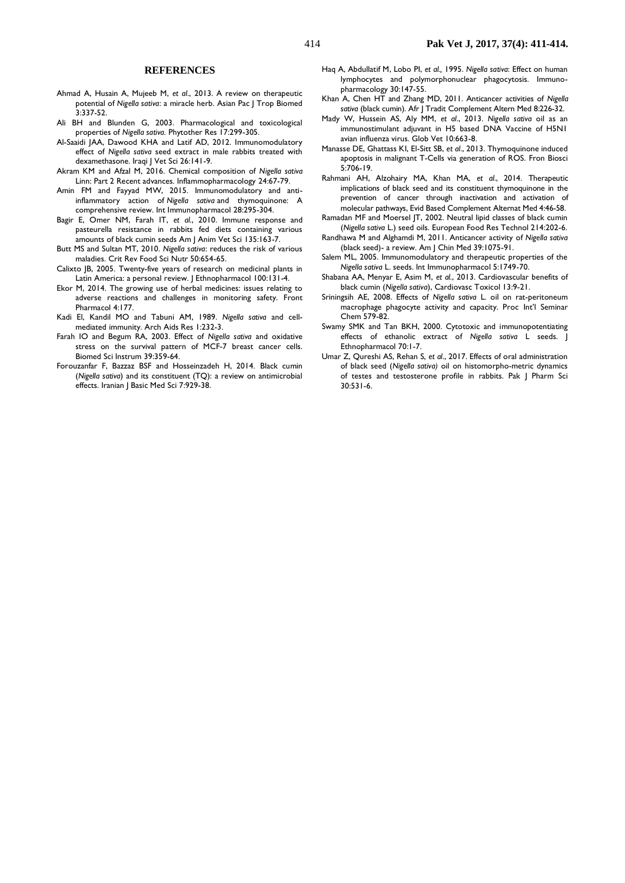## REFERENCES

Ahmad A, Husain A, Mujeeb M, *et al.*, 2013. A review on therapeutic potential of *Nigella sativa*: a miracle herb. Asian Pac J Trop Biomed 3:337-52.

Ali BH and Blunden G, 2003. Pharmacological and toxicological properties of *Nigella sativa*. Phytother Res 17:299-305.

Al-Saaidi JAA, Dawood KHA and Latif AD, 2012. Immunomodulatory effect of *Nigella sativa* seed extract in male rabbits treated with dexamethasone. Iraqi J Vet Sci 26:141-9.

Akram KM and Afzal M, 2016. Chemical composition of *Nigella sativa* Linn: Part 2 Recent advances. Inflammopharmacology 24:67-79.

Amin FM and Fayyad MW, 2015. Immunomodulatory and anti-inflammatory action of *Nigella sativa* and thymoquinone: A comprehensive review. Int Immunopharmacol 28:295-304.

Bagir E, Omer NM, Farah IT, *et al.*, 2010. Immune response and pasteurella resistance in rabbits fed diets containing various amounts of black cumin seeds Am J Anim Vet Sci 135:163-7.

Butt MS and Sultan MT, 2010. *Nigella sativa*: reduces the risk of various maladies. Crit Rev Food Sci Nutr 50:654-65.

Calixto JB, 2005. Twenty-five years of research on medicinal plants in Latin America: a personal review. J Ethnopharmacol 100:131-4.

Ekor M, 2014. The growing use of herbal medicines: issues relating to adverse reactions and challenges in monitoring safety. Front Pharmacol 4:177.

Kadi EI, Kandil MO and Tabuni AM, 1989. *Nigella sativa* and cell-mediated immunity. Arch Aids Res 1:232-3.

Farah IO and Begum RA, 2003. Effect of *Nigella sativa* and oxidative stress on the survival pattern of MCF-7 breast cancer cells. Biomed Sci Instrum 39:359-64.

Forouzanfar F, Bazzaz BSF and Hosseinzadeh H, 2014. Black cumin (*Nigella sativa*) and its constituent (TQ): a review on antimicrobial effects. Iranian J Basic Med Sci 7:929-38.

Haq A, Abdullatif M, Lobo PI, *et al.,* 1995. *Nigella sativa*: Effect on human lymphocytes and polymorphonuclear phagocytosis. Immuno-pharmacology 30:147-55.

Khan A, Chen HT and Zhang MD, 2011. Anticancer activities of *Nigella sativa* (black cumin). Afr J Tradit Complement Altern Med 8:226-32.

Mady W, Hussein AS, Aly MM, *et al*., 2013. *Nigella sativa* oil as an immunostimulant adjuvant in H5 based DNA Vaccine of H5N1 avian influenza virus. Glob Vet 10:663-8.

Manasse DE, Ghattass KI, El-Sitt SB, *et al*., 2013. Thymoquinone induced apoptosis in malignant T-Cells via generation of ROS. Fron Biosci 5:706-19.

Rahmani AH, Alzohairy MA, Khan MA, *et al*., 2014. Therapeutic implications of black seed and its constituent thymoquinone in the prevention of cancer through inactivation and activation of molecular pathways, Evid Based Complement Alternat Med 4:46-58.

Ramadan MF and Moersel JT, 2002. Neutral lipid classes of black cumin (*Nigella sativa* L.) seed oils. European Food Res Technol 214:202-6.

Randhawa M and Alghamdi M, 2011. Anticancer activity of *Nigella sativa* (black seed)- a review. Am J Chin Med 39:1075-91.

Salem ML, 2005. Immunomodulatory and therapeutic properties of the *Nigella sativa* L. seeds. Int Immunopharmacol 5:1749-70.

Shabana AA, Menyar E, Asim M, *et al*., 2013. Cardiovascular benefits of black cumin (*Nigella sativa*), Cardiovasc Toxicol 13:9-21.

Sriningsih AE, 2008. Effects of *Nigella sativa* L. oil on rat-peritoneum macrophage phagocyte activity and capacity. Proc Int'l Seminar Chem 579-82.

Swamy SMK and Tan BKH, 2000. Cytotoxic and immunopotentiating effects of ethanolic extract of *Nigella sativa* L seeds. J Ethnopharmacol 70:1-7.

Umar Z, Qureshi AS, Rehan S, *et al*., 2017. Effects of oral administration of black seed (*Nigella sativa)* oil on histomorpho-metric dynamics of testes and testosterone profile in rabbits. Pak J Pharm Sci 30:531-6.